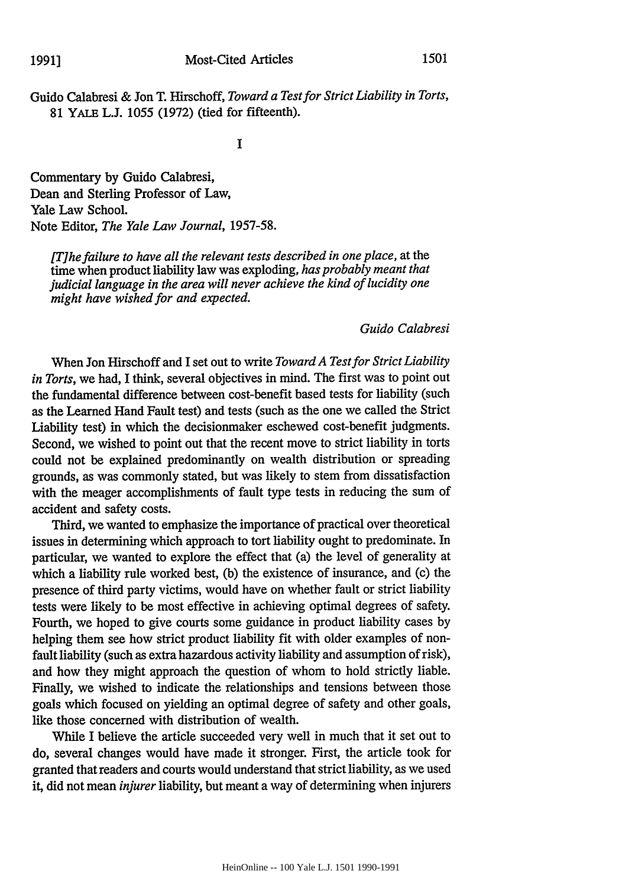Guido Calabresi & Jon T. Hirschoff, *Toward a Test for Strict Liability in Torts*, 81 YALE L.J. 1055 (1972) (tied for fifteenth).

## I

Commentary by Guido Calabresi,
Dean and Sterling Professor of Law,
Yale Law School.
Note Editor, *The Yale Law Journal*, 1957-58.

> *[T]he failure to have all the relevant tests described in one place,* at the time when product liability law was exploding, *has probably meant that judicial language in the area will never achieve the kind of lucidity one might have wished for and expected.*
>
> *Guido Calabresi*

When Jon Hirschoff and I set out to write *Toward A Test for Strict Liability in Torts*, we had, I think, several objectives in mind. The first was to point out the fundamental difference between cost-benefit based tests for liability (such as the Learned Hand Fault test) and tests (such as the one we called the Strict Liability test) in which the decisionmaker eschewed cost-benefit judgments. Second, we wished to point out that the recent move to strict liability in torts could not be explained predominantly on wealth distribution or spreading grounds, as was commonly stated, but was likely to stem from dissatisfaction with the meager accomplishments of fault type tests in reducing the sum of accident and safety costs.

Third, we wanted to emphasize the importance of practical over theoretical issues in determining which approach to tort liability ought to predominate. In particular, we wanted to explore the effect that (a) the level of generality at which a liability rule worked best, (b) the existence of insurance, and (c) the presence of third party victims, would have on whether fault or strict liability tests were likely to be most effective in achieving optimal degrees of safety. Fourth, we hoped to give courts some guidance in product liability cases by helping them see how strict product liability fit with older examples of non-fault liability (such as extra hazardous activity liability and assumption of risk), and how they might approach the question of whom to hold strictly liable. Finally, we wished to indicate the relationships and tensions between those goals which focused on yielding an optimal degree of safety and other goals, like those concerned with distribution of wealth.

While I believe the article succeeded very well in much that it set out to do, several changes would have made it stronger. First, the article took for granted that readers and courts would understand that strict liability, as we used it, did not mean *injurer* liability, but meant a way of determining when injurers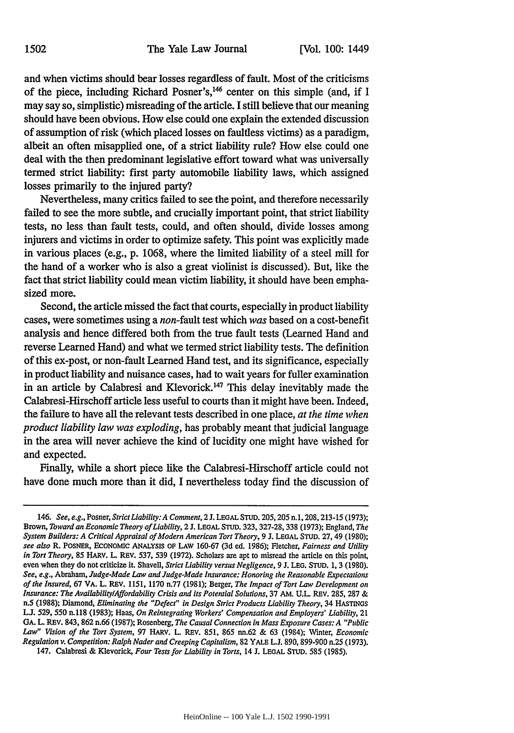and when victims should bear losses regardless of fault. Most of the criticisms of the piece, including Richard Posner's,[146] center on this simple (and, if I may say so, simplistic) misreading of the article. I still believe that our meaning should have been obvious. How else could one explain the extended discussion of assumption of risk (which placed losses on faultless victims) as a paradigm, albeit an often misapplied one, of a strict liability rule? How else could one deal with the then predominant legislative effort toward what was universally termed strict liability: first party automobile liability laws, which assigned losses primarily to the injured party?

Nevertheless, many critics failed to see the point, and therefore necessarily failed to see the more subtle, and crucially important point, that strict liability tests, no less than fault tests, could, and often should, divide losses among injurers and victims in order to optimize safety. This point was explicitly made in various places (e.g., p. 1068, where the limited liability of a steel mill for the hand of a worker who is also a great violinist is discussed). But, like the fact that strict liability could mean victim liability, it should have been emphasized more.

Second, the article missed the fact that courts, especially in product liability cases, were sometimes using a *non*-fault test which *was* based on a cost-benefit analysis and hence differed both from the true fault tests (Learned Hand and reverse Learned Hand) and what we termed strict liability tests. The definition of this ex-post, or non-fault Learned Hand test, and its significance, especially in product liability and nuisance cases, had to wait years for fuller examination in an article by Calabresi and Klevorick.[147] This delay inevitably made the Calabresi-Hirschoff article less useful to courts than it might have been. Indeed, the failure to have all the relevant tests described in one place, *at the time when product liability law was exploding*, has probably meant that judicial language in the area will never achieve the kind of lucidity one might have wished for and expected.

Finally, while a short piece like the Calabresi-Hirschoff article could not have done much more than it did, I nevertheless today find the discussion of

---

146. *See, e.g.*, Posner, *Strict Liability: A Comment*, 2 J. LEGAL STUD. 205, 205 n.1, 208, 213-15 (1973); Brown, *Toward an Economic Theory of Liability*, 2 J. LEGAL STUD. 323, 327-28, 338 (1973); England, *The System Builders: A Critical Appraisal of Modern American Tort Theory*, 9 J. LEGAL STUD. 27, 49 (1980); *see also* R. POSNER, ECONOMIC ANALYSIS OF LAW 160-67 (3d ed. 1986); Fletcher, *Fairness and Utility in Tort Theory*, 85 HARV. L. REV. 537, 539 (1972). Scholars are apt to misread the article on this point, even when they do not criticize it. Shavell, *Strict Liability versus Negligence*, 9 J. LEG. STUD. 1, 3 (1980). *See, e.g.*, Abraham, *Judge-Made Law and Judge-Made Insurance: Honoring the Reasonable Expectations of the Insured*, 67 VA. L. REV. 1151, 1170 n.77 (1981); Berger, *The Impact of Tort Law Development on Insurance: The Availability/Affordability Crisis and its Potential Solutions*, 37 AM. U.L. REV. 285, 287 & n.5 (1988); Diamond, *Eliminating the "Defect" in Design Strict Products Liability Theory*, 34 HASTINGS L.J. 529, 550 n.118 (1983); Haas, *On Reintegrating Workers' Compensation and Employers' Liability*, 21 GA. L. REV. 843, 862 n.66 (1987); Rosenberg, *The Causal Connection in Mass Exposure Cases: A "Public Law" Vision of the Tort System*, 97 HARV. L. REV. 851, 865 nn.62 & 63 (1984); Winter, *Economic Regulation v. Competition: Ralph Nader and Creeping Capitalism*, 82 YALE L.J. 890, 899-900 n.25 (1973).

147. Calabresi & Klevorick, *Four Tests for Liability in Torts*, 14 J. LEGAL STUD. 585 (1985).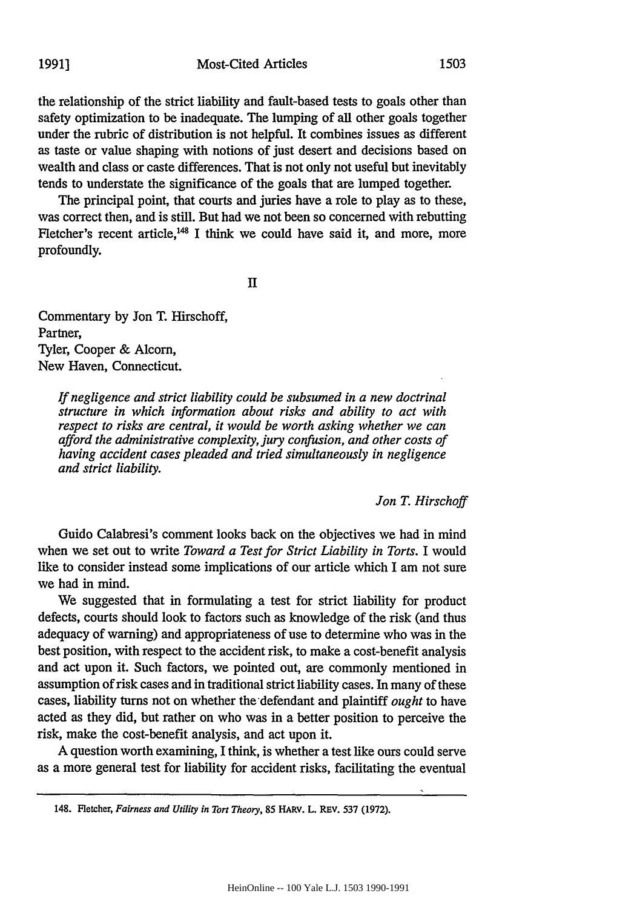the relationship of the strict liability and fault-based tests to goals other than safety optimization to be inadequate. The lumping of all other goals together under the rubric of distribution is not helpful. It combines issues as different as taste or value shaping with notions of just desert and decisions based on wealth and class or caste differences. That is not only not useful but inevitably tends to understate the significance of the goals that are lumped together.

The principal point, that courts and juries have a role to play as to these, was correct then, and is still. But had we not been so concerned with rebutting Fletcher's recent article,[148] I think we could have said it, and more, more profoundly.

## II

Commentary by Jon T. Hirschoff,
Partner,
Tyler, Cooper & Alcorn,
New Haven, Connecticut.

> *If negligence and strict liability could be subsumed in a new doctrinal structure in which information about risks and ability to act with respect to risks are central, it would be worth asking whether we can afford the administrative complexity, jury confusion, and other costs of having accident cases pleaded and tried simultaneously in negligence and strict liability.*
>
> *Jon T. Hirschoff*

Guido Calabresi's comment looks back on the objectives we had in mind when we set out to write *Toward a Test for Strict Liability in Torts*. I would like to consider instead some implications of our article which I am not sure we had in mind.

We suggested that in formulating a test for strict liability for product defects, courts should look to factors such as knowledge of the risk (and thus adequacy of warning) and appropriateness of use to determine who was in the best position, with respect to the accident risk, to make a cost-benefit analysis and act upon it. Such factors, we pointed out, are commonly mentioned in assumption of risk cases and in traditional strict liability cases. In many of these cases, liability turns not on whether the defendant and plaintiff *ought* to have acted as they did, but rather on who was in a better position to perceive the risk, make the cost-benefit analysis, and act upon it.

A question worth examining, I think, is whether a test like ours could serve as a more general test for liability for accident risks, facilitating the eventual

---

148. Fletcher, *Fairness and Utility in Tort Theory*, 85 HARV. L. REV. 537 (1972).